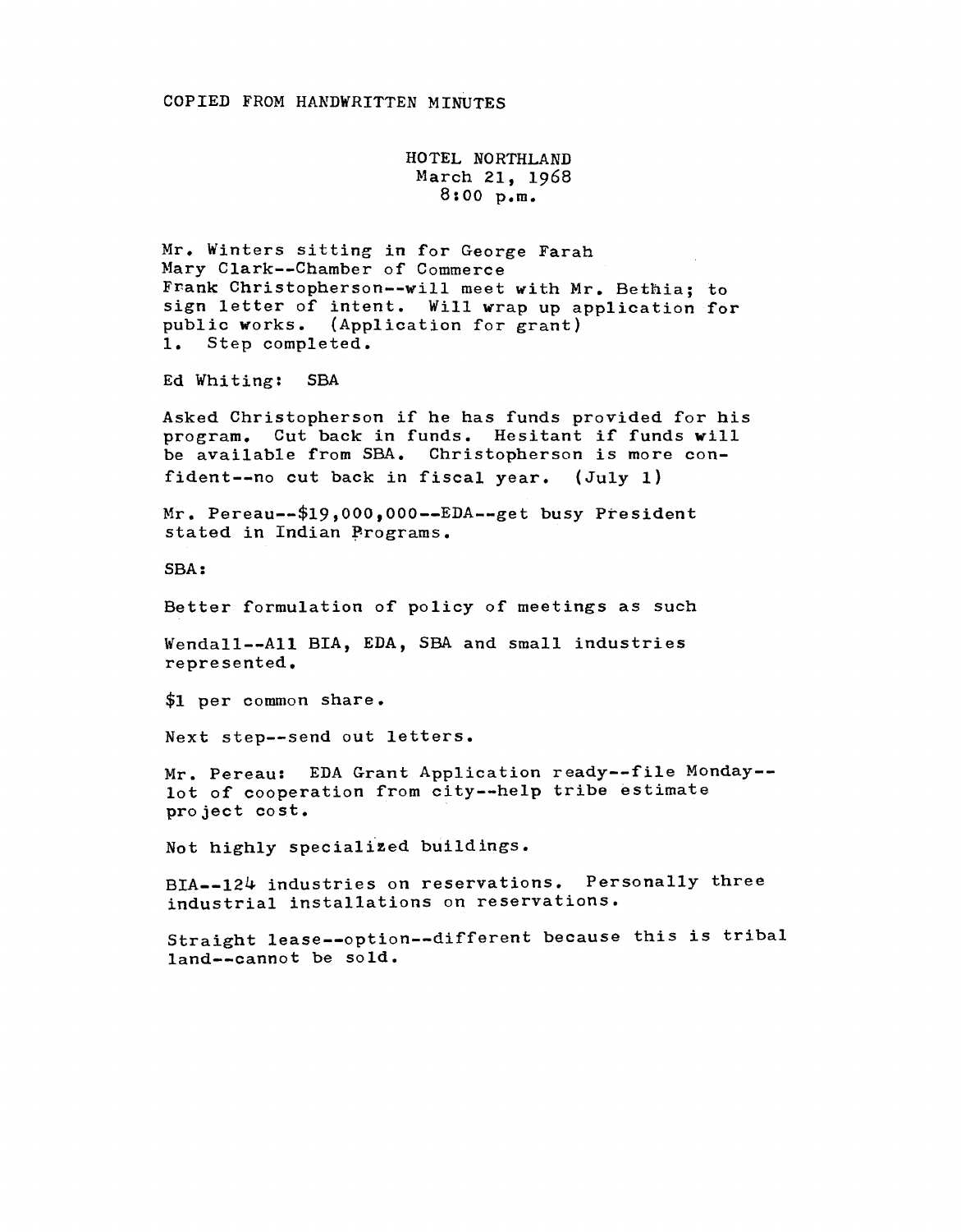COPIED FROM HANDWRITTEN MINUTES

HOTEL NORTHLAND
March 21, 1968
8:00 p.m.

Mr. Winters sitting in for George Farah
Mary Clark--Chamber of Commerce
Frank Christopherson--will meet with Mr. Bethia; to sign letter of intent. Will wrap up application for public works. (Application for grant)
1. Step completed.

Ed Whiting: SBA

Asked Christopherson if he has funds provided for his program. Cut back in funds. Hesitant if funds will be available from SBA. Christopherson is more confident--no cut back in fiscal year. (July 1)

Mr. Pereau--$19,000,000--EDA--get busy President stated in Indian Programs.

SBA:

Better formulation of policy of meetings as such

Wendall--All BIA, EDA, SBA and small industries represented.

$1 per common share.

Next step--send out letters.

Mr. Pereau: EDA Grant Application ready--file Monday--lot of cooperation from city--help tribe estimate project cost.

Not highly specialized buildings.

BIA--124 industries on reservations. Personally three industrial installations on reservations.

Straight lease--option--different because this is tribal land--cannot be sold.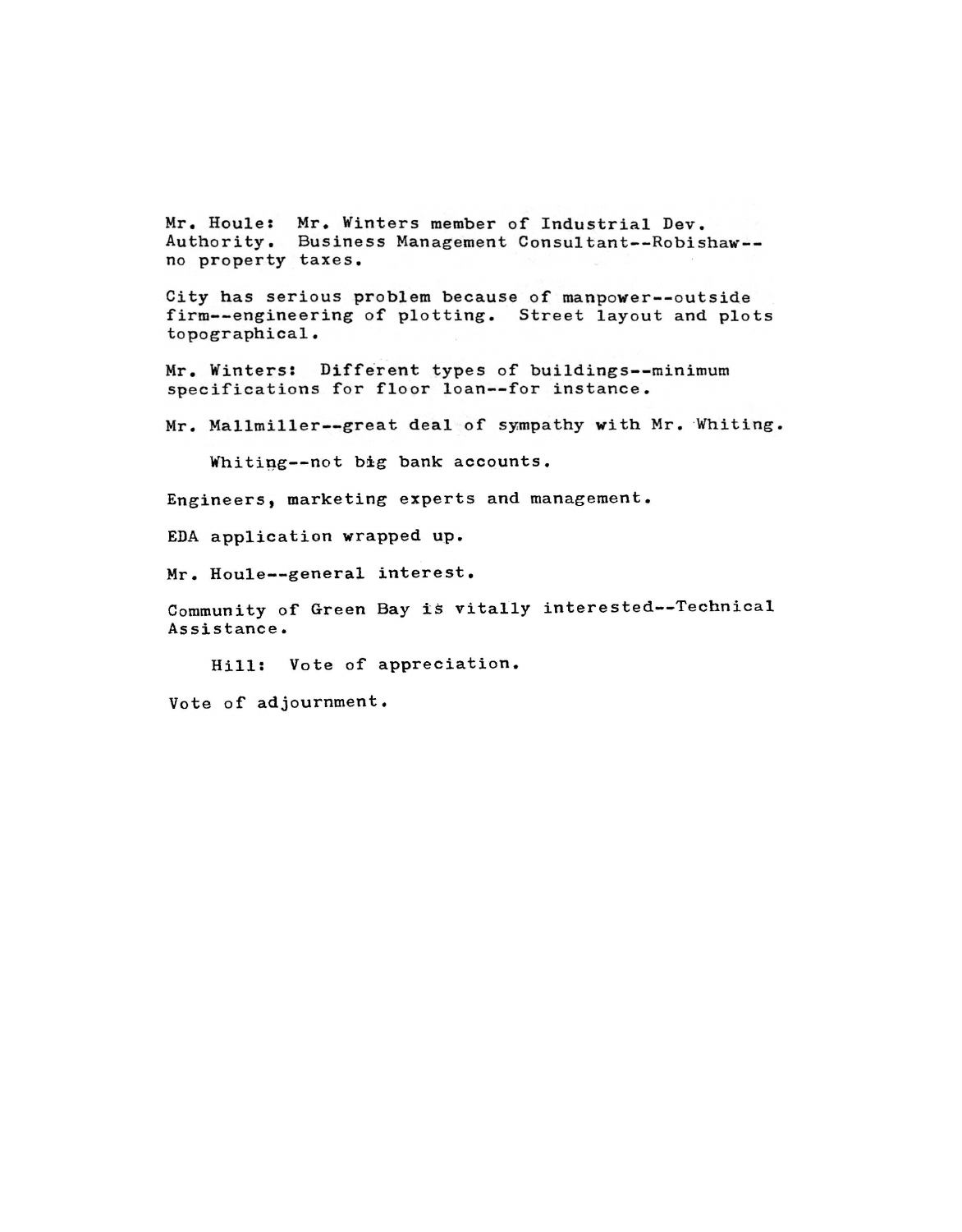Mr. Houle: Mr. Winters member of Industrial Dev. Authority. Business Management Consultant--Robishaw--no property taxes.

City has serious problem because of manpower--outside firm--engineering of plotting. Street layout and plots topographical.

Mr. Winters: Different types of buildings--minimum specifications for floor loan--for instance.

Mr. Mallmiller--great deal of sympathy with Mr. Whiting.

Whiting--not big bank accounts.

Engineers, marketing experts and management.

EDA application wrapped up.

Mr. Houle--general interest.

Community of Green Bay is vitally interested--Technical Assistance.

Hill: Vote of appreciation.

Vote of adjournment.